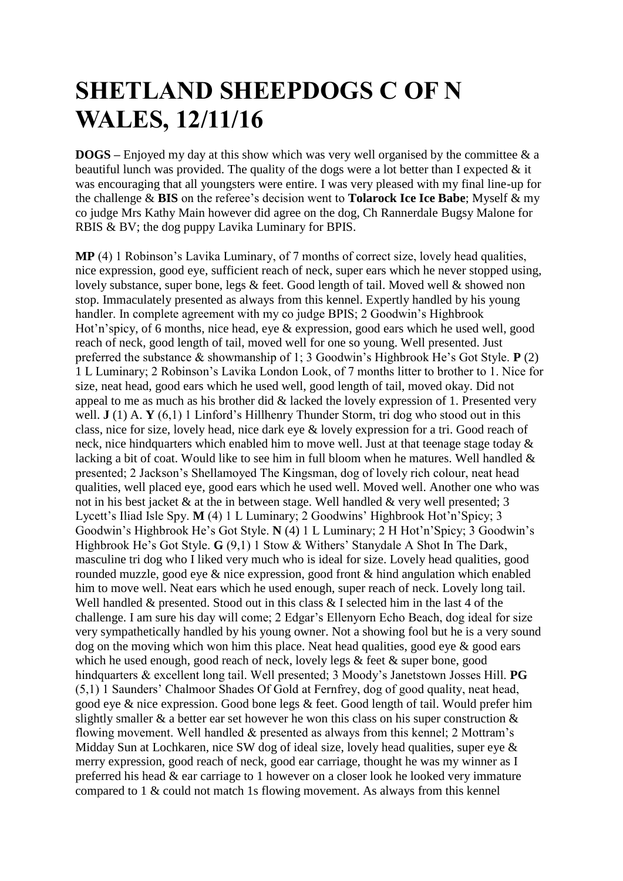# SHETLAND SHEEPDOGS C OF N WALES, 12/11/16

**DOGS –** Enjoyed my day at this show which was very well organised by the committee & a beautiful lunch was provided. The quality of the dogs were a lot better than I expected & it was encouraging that all youngsters were entire. I was very pleased with my final line-up for the challenge & **BIS** on the referee's decision went to **Tolarock Ice Ice Babe**; Myself & my co judge Mrs Kathy Main however did agree on the dog, Ch Rannerdale Bugsy Malone for RBIS & BV; the dog puppy Lavika Luminary for BPIS.

**MP** (4) 1 Robinson's Lavika Luminary, of 7 months of correct size, lovely head qualities, nice expression, good eye, sufficient reach of neck, super ears which he never stopped using, lovely substance, super bone, legs & feet. Good length of tail. Moved well & showed non stop. Immaculately presented as always from this kennel. Expertly handled by his young handler. In complete agreement with my co judge BPIS; 2 Goodwin's Highbrook Hot'n'spicy, of 6 months, nice head, eye & expression, good ears which he used well, good reach of neck, good length of tail, moved well for one so young. Well presented. Just preferred the substance & showmanship of 1; 3 Goodwin's Highbrook He's Got Style. **P** (2) 1 L Luminary; 2 Robinson's Lavika London Look, of 7 months litter to brother to 1. Nice for size, neat head, good ears which he used well, good length of tail, moved okay. Did not appeal to me as much as his brother did & lacked the lovely expression of 1. Presented very well. **J** (1) A. **Y** (6,1) 1 Linford's Hillhenry Thunder Storm, tri dog who stood out in this class, nice for size, lovely head, nice dark eye & lovely expression for a tri. Good reach of neck, nice hindquarters which enabled him to move well. Just at that teenage stage today & lacking a bit of coat. Would like to see him in full bloom when he matures. Well handled & presented; 2 Jackson's Shellamoyed The Kingsman, dog of lovely rich colour, neat head qualities, well placed eye, good ears which he used well. Moved well. Another one who was not in his best jacket & at the in between stage. Well handled & very well presented; 3 Lycett's Iliad Isle Spy. **M** (4) 1 L Luminary; 2 Goodwins' Highbrook Hot'n'Spicy; 3 Goodwin's Highbrook He's Got Style. **N** (4) 1 L Luminary; 2 H Hot'n'Spicy; 3 Goodwin's Highbrook He's Got Style. **G** (9,1) 1 Stow & Withers' Standale A Shot In The Dark, masculine tri dog who I liked very much who is ideal for size. Lovely head qualities, good rounded muzzle, good eye & nice expression, good front & hind angulation which enabled him to move well. Neat ears which he used enough, super reach of neck. Lovely long tail. Well handled & presented. Stood out in this class & I selected him in the last 4 of the challenge. I am sure his day will come; 2 Edgar's Ellenyorn Echo Beach, dog ideal for size very sympathetically handled by his young owner. Not a showing fool but he is a very sound dog on the moving which won him this place. Neat head qualities, good eye & good ears which he used enough, good reach of neck, lovely legs & feet & super bone, good hindquarters & excellent long tail. Well presented; 3 Moody's Janetstown Josses Hill. **PG** (5,1) 1 Saunders' Chalmoor Shades Of Gold at Fernfrey, dog of good quality, neat head, good eye & nice expression. Good bone legs & feet. Good length of tail. Would prefer him slightly smaller & a better ear set however he won this class on his super construction & flowing movement. Well handled & presented as always from this kennel; 2 Mottram's Midday Sun at Lochkaren, nice SW dog of ideal size, lovely head qualities, super eye & merry expression, good reach of neck, good ear carriage, thought he was my winner as I preferred his head & ear carriage to 1 however on a closer look he looked very immature compared to 1 & could not match 1s flowing movement. As always from this kennel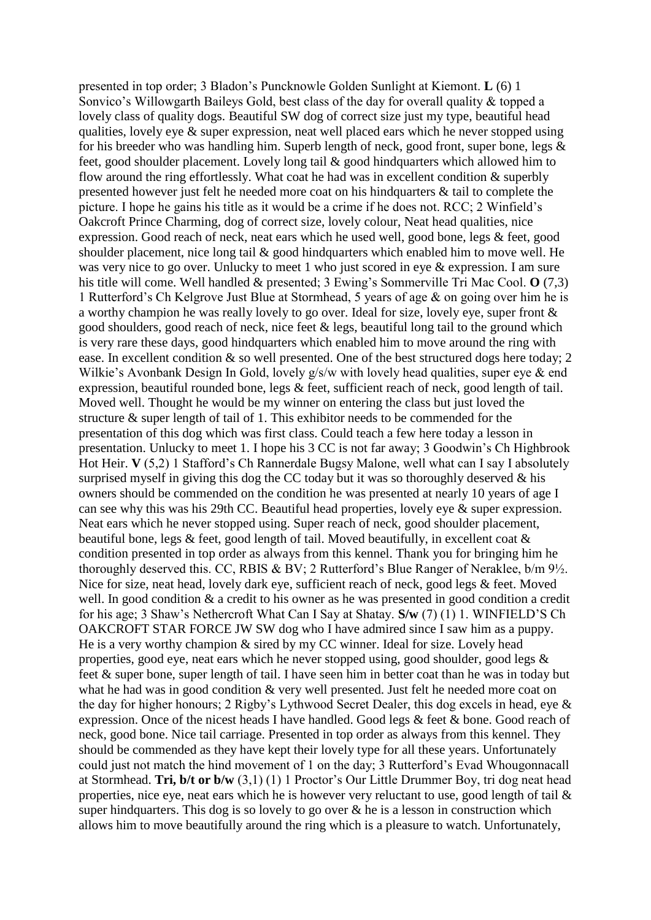presented in top order; 3 Bladon's Puncknowle Golden Sunlight at Kiemont. **L** (6) 1 Sonvico's Willowgarth Baileys Gold, best class of the day for overall quality & topped a lovely class of quality dogs. Beautiful SW dog of correct size just my type, beautiful head qualities, lovely eye & super expression, neat well placed ears which he never stopped using for his breeder who was handling him. Superb length of neck, good front, super bone, legs & feet, good shoulder placement. Lovely long tail & good hindquarters which allowed him to flow around the ring effortlessly. What coat he had was in excellent condition & superbly presented however just felt he needed more coat on his hindquarters & tail to complete the picture. I hope he gains his title as it would be a crime if he does not. RCC; 2 Winfield's Oakcroft Prince Charming, dog of correct size, lovely colour, Neat head qualities, nice expression. Good reach of neck, neat ears which he used well, good bone, legs & feet, good shoulder placement, nice long tail & good hindquarters which enabled him to move well. He was very nice to go over. Unlucky to meet 1 who just scored in eye & expression. I am sure his title will come. Well handled & presented; 3 Ewing's Sommerville Tri Mac Cool. **O** (7,3) 1 Rutterford's Ch Kelgrove Just Blue at Stormhead, 5 years of age & on going over him he is a worthy champion he was really lovely to go over. Ideal for size, lovely eye, super front & good shoulders, good reach of neck, nice feet & legs, beautiful long tail to the ground which is very rare these days, good hindquarters which enabled him to move around the ring with ease. In excellent condition & so well presented. One of the best structured dogs here today; 2 Wilkie's Avonbank Design In Gold, lovely g/s/w with lovely head qualities, super eye & end expression, beautiful rounded bone, legs & feet, sufficient reach of neck, good length of tail. Moved well. Thought he would be my winner on entering the class but just loved the structure & super length of tail of 1. This exhibitor needs to be commended for the presentation of this dog which was first class. Could teach a few here today a lesson in presentation. Unlucky to meet 1. I hope his 3 CC is not far away; 3 Goodwin's Ch Highbrook Hot Heir. **V** (5,2) 1 Stafford's Ch Rannerdale Bugsy Malone, well what can I say I absolutely surprised myself in giving this dog the CC today but it was so thoroughly deserved & his owners should be commended on the condition he was presented at nearly 10 years of age I can see why this was his 29th CC. Beautiful head properties, lovely eye & super expression. Neat ears which he never stopped using. Super reach of neck, good shoulder placement, beautiful bone, legs & feet, good length of tail. Moved beautifully, in excellent coat & condition presented in top order as always from this kennel. Thank you for bringing him he thoroughly deserved this. CC, RBIS & BV; 2 Rutterford's Blue Ranger of Neraklee, b/m 9½. Nice for size, neat head, lovely dark eye, sufficient reach of neck, good legs & feet. Moved well. In good condition & a credit to his owner as he was presented in good condition a credit for his age; 3 Shaw's Nethercroft What Can I Say at Shatay. **S/w** (7) (1) 1. WINFIELD'S Ch OAKCROFT STAR FORCE JW SW dog who I have admired since I saw him as a puppy. He is a very worthy champion & sired by my CC winner. Ideal for size. Lovely head properties, good eye, neat ears which he never stopped using, good shoulder, good legs & feet & super bone, super length of tail. I have seen him in better coat than he was in today but what he had was in good condition & very well presented. Just felt he needed more coat on the day for higher honours; 2 Rigby's Lythwood Secret Dealer, this dog excels in head, eye & expression. Once of the nicest heads I have handled. Good legs & feet & bone. Good reach of neck, good bone. Nice tail carriage. Presented in top order as always from this kennel. They should be commended as they have kept their lovely type for all these years. Unfortunately could just not match the hind movement of 1 on the day; 3 Rutterford's Evad Whougonnacall at Stormhead. **Tri, b/t or b/w** (3,1) (1) 1 Proctor's Our Little Drummer Boy, tri dog neat head properties, nice eye, neat ears which he is however very reluctant to use, good length of tail & super hindquarters. This dog is so lovely to go over & he is a lesson in construction which allows him to move beautifully around the ring which is a pleasure to watch. Unfortunately,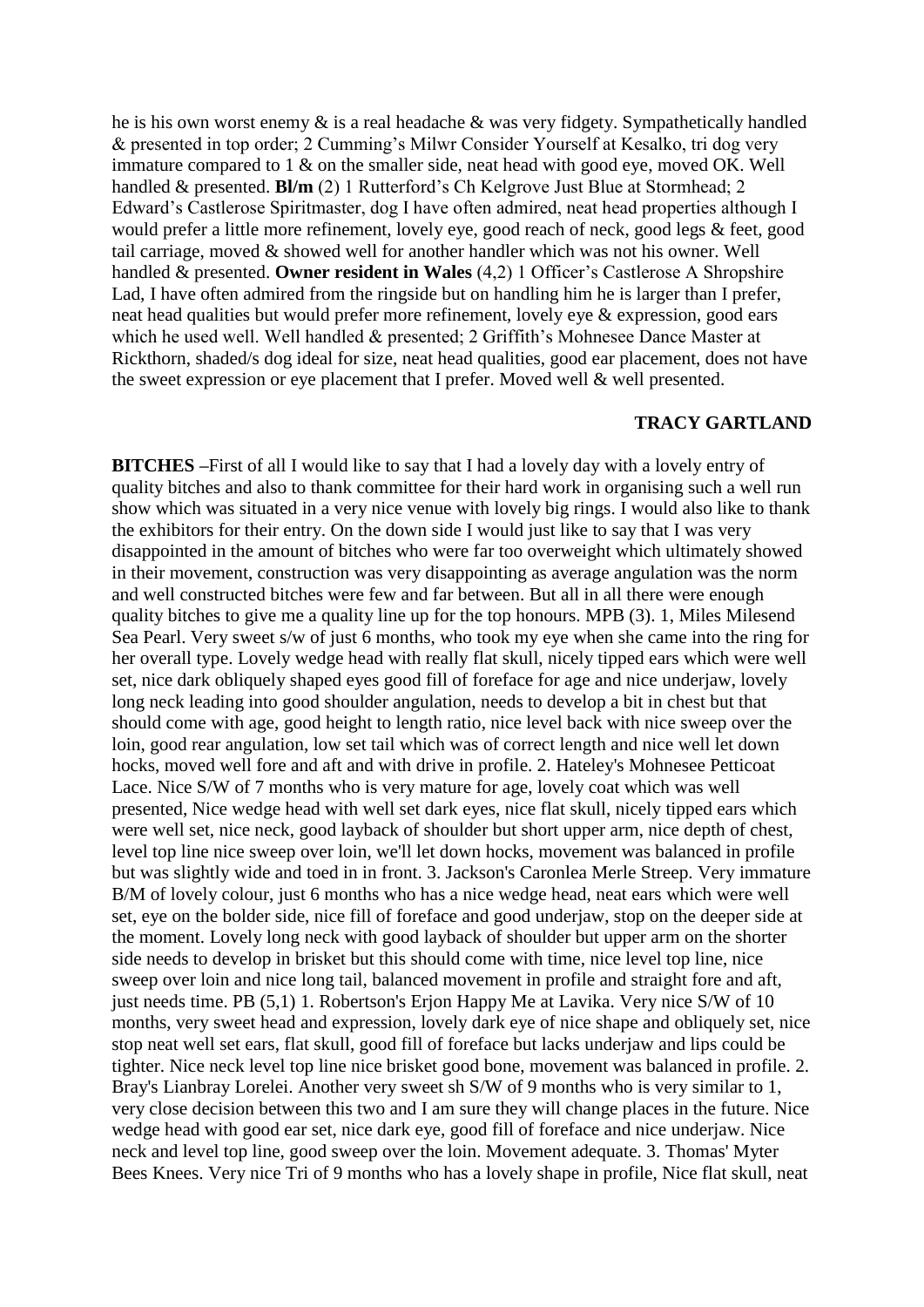he is his own worst enemy & is a real headache & was very fidgety. Sympathetically handled & presented in top order; 2 Cumming's Milwr Consider Yourself at Kesalko, tri dog very immature compared to 1 & on the smaller side, neat head with good eye, moved OK. Well handled & presented. **Bl/m** (2) 1 Rutterford's Ch Kelgrove Just Blue at Stormhead; 2 Edward's Castlerose Spiritmaster, dog I have often admired, neat head properties although I would prefer a little more refinement, lovely eye, good reach of neck, good legs & feet, good tail carriage, moved & showed well for another handler which was not his owner. Well handled & presented. **Owner resident in Wales** (4,2) 1 Officer's Castlerose A Shropshire Lad, I have often admired from the ringside but on handling him he is larger than I prefer, neat head qualities but would prefer more refinement, lovely eye & expression, good ears which he used well. Well handled & presented; 2 Griffith's Mohnesee Dance Master at Rickthorn, shaded/s dog ideal for size, neat head qualities, good ear placement, does not have the sweet expression or eye placement that I prefer. Moved well & well presented.

**TRACY GARTLAND**

**BITCHES** –First of all I would like to say that I had a lovely day with a lovely entry of quality bitches and also to thank committee for their hard work in organising such a well run show which was situated in a very nice venue with lovely big rings. I would also like to thank the exhibitors for their entry. On the down side I would just like to say that I was very disappointed in the amount of bitches who were far too overweight which ultimately showed in their movement, construction was very disappointing as average angulation was the norm and well constructed bitches were few and far between. But all in all there were enough quality bitches to give me a quality line up for the top honours. MPB (3). 1, Miles Milesend Sea Pearl. Very sweet s/w of just 6 months, who took my eye when she came into the ring for her overall type. Lovely wedge head with really flat skull, nicely tipped ears which were well set, nice dark obliquely shaped eyes good fill of foreface for age and nice underjaw, lovely long neck leading into good shoulder angulation, needs to develop a bit in chest but that should come with age, good height to length ratio, nice level back with nice sweep over the loin, good rear angulation, low set tail which was of correct length and nice well let down hocks, moved well fore and aft and with drive in profile. 2. Hateley's Mohnesee Petticoat Lace. Nice S/W of 7 months who is very mature for age, lovely coat which was well presented, Nice wedge head with well set dark eyes, nice flat skull, nicely tipped ears which were well set, nice neck, good layback of shoulder but short upper arm, nice depth of chest, level top line nice sweep over loin, we'll let down hocks, movement was balanced in profile but was slightly wide and toed in in front. 3. Jackson's Caronlea Merle Streep. Very immature B/M of lovely colour, just 6 months who has a nice wedge head, neat ears which were well set, eye on the bolder side, nice fill of foreface and good underjaw, stop on the deeper side at the moment. Lovely long neck with good layback of shoulder but upper arm on the shorter side needs to develop in brisket but this should come with time, nice level top line, nice sweep over loin and nice long tail, balanced movement in profile and straight fore and aft, just needs time. PB (5,1) 1. Robertson's Erjon Happy Me at Lavika. Very nice S/W of 10 months, very sweet head and expression, lovely dark eye of nice shape and obliquely set, nice stop neat well set ears, flat skull, good fill of foreface but lacks underjaw and lips could be tighter. Nice neck level top line nice brisket good bone, movement was balanced in profile. 2. Bray's Lianbray Lorelei. Another very sweet sh S/W of 9 months who is very similar to 1, very close decision between this two and I am sure they will change places in the future. Nice wedge head with good ear set, nice dark eye, good fill of foreface and nice underjaw. Nice neck and level top line, good sweep over the loin. Movement adequate. 3. Thomas' Myter Bees Knees. Very nice Tri of 9 months who has a lovely shape in profile, Nice flat skull, neat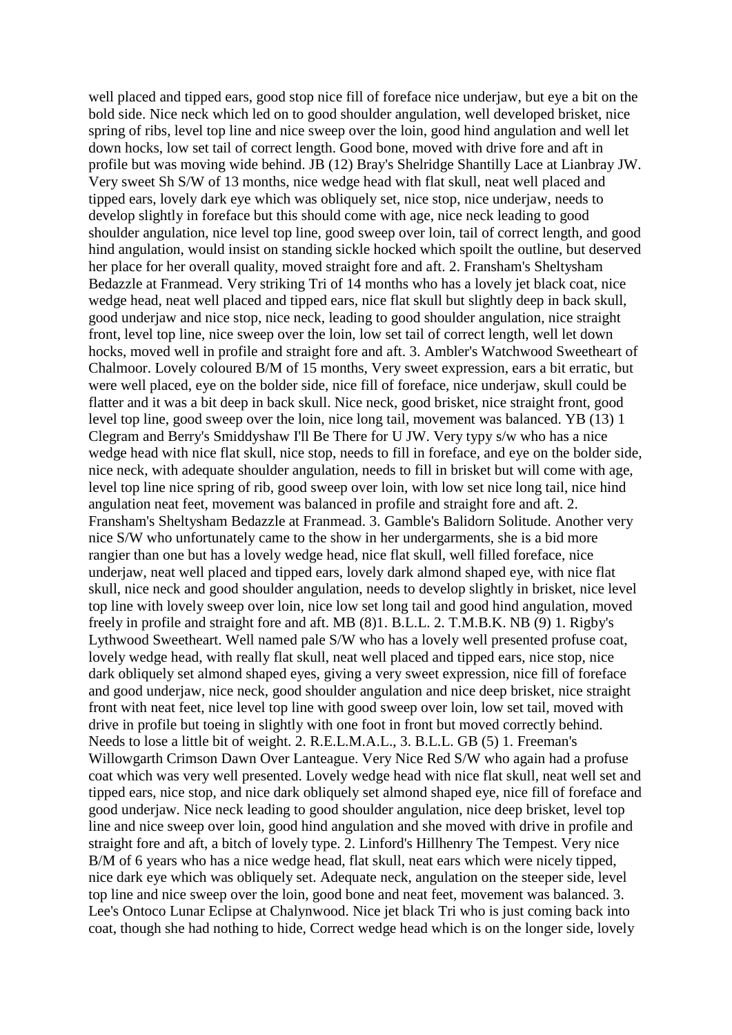well placed and tipped ears, good stop nice fill of foreface nice underjaw, but eye a bit on the bold side. Nice neck which led on to good shoulder angulation, well developed brisket, nice spring of ribs, level top line and nice sweep over the loin, good hind angulation and well let down hocks, low set tail of correct length. Good bone, moved with drive fore and aft in profile but was moving wide behind. JB (12) Bray's Shelridge Shantilly Lace at Lianbray JW. Very sweet Sh S/W of 13 months, nice wedge head with flat skull, neat well placed and tipped ears, lovely dark eye which was obliquely set, nice stop, nice underjaw, needs to develop slightly in foreface but this should come with age, nice neck leading to good shoulder angulation, nice level top line, good sweep over loin, tail of correct length, and good hind angulation, would insist on standing sickle hocked which spoilt the outline, but deserved her place for her overall quality, moved straight fore and aft. 2. Fransham's Sheltysham Bedazzle at Franmead. Very striking Tri of 14 months who has a lovely jet black coat, nice wedge head, neat well placed and tipped ears, nice flat skull but slightly deep in back skull, good underjaw and nice stop, nice neck, leading to good shoulder angulation, nice straight front, level top line, nice sweep over the loin, low set tail of correct length, well let down hocks, moved well in profile and straight fore and aft. 3. Ambler's Watchwood Sweetheart of Chalmoor. Lovely coloured B/M of 15 months, Very sweet expression, ears a bit erratic, but were well placed, eye on the bolder side, nice fill of foreface, nice underjaw, skull could be flatter and it was a bit deep in back skull. Nice neck, good brisket, nice straight front, good level top line, good sweep over the loin, nice long tail, movement was balanced. YB (13) 1 Clegram and Berry's Smiddyshaw I'll Be There for U JW. Very typy s/w who has a nice wedge head with nice flat skull, nice stop, needs to fill in foreface, and eye on the bolder side, nice neck, with adequate shoulder angulation, needs to fill in brisket but will come with age, level top line nice spring of rib, good sweep over loin, with low set nice long tail, nice hind angulation neat feet, movement was balanced in profile and straight fore and aft. 2. Fransham's Sheltysham Bedazzle at Franmead. 3. Gamble's Balidorn Solitude. Another very nice S/W who unfortunately came to the show in her undergarments, she is a bid more rangier than one but has a lovely wedge head, nice flat skull, well filled foreface, nice underjaw, neat well placed and tipped ears, lovely dark almond shaped eye, with nice flat skull, nice neck and good shoulder angulation, needs to develop slightly in brisket, nice level top line with lovely sweep over loin, nice low set long tail and good hind angulation, moved freely in profile and straight fore and aft. MB (8)1. B.L.L. 2. T.M.B.K. NB (9) 1. Rigby's Lythwood Sweetheart. Well named pale S/W who has a lovely well presented profuse coat, lovely wedge head, with really flat skull, neat well placed and tipped ears, nice stop, nice dark obliquely set almond shaped eyes, giving a very sweet expression, nice fill of foreface and good underjaw, nice neck, good shoulder angulation and nice deep brisket, nice straight front with neat feet, nice level top line with good sweep over loin, low set tail, moved with drive in profile but toeing in slightly with one foot in front but moved correctly behind. Needs to lose a little bit of weight. 2. R.E.L.M.A.L., 3. B.L.L. GB (5) 1. Freeman's Willowgarth Crimson Dawn Over Lanteague. Very Nice Red S/W who again had a profuse coat which was very well presented. Lovely wedge head with nice flat skull, neat well set and tipped ears, nice stop, and nice dark obliquely set almond shaped eye, nice fill of foreface and good underjaw. Nice neck leading to good shoulder angulation, nice deep brisket, level top line and nice sweep over loin, good hind angulation and she moved with drive in profile and straight fore and aft, a bitch of lovely type. 2. Linford's Hillhenry The Tempest. Very nice B/M of 6 years who has a nice wedge head, flat skull, neat ears which were nicely tipped, nice dark eye which was obliquely set. Adequate neck, angulation on the steeper side, level top line and nice sweep over the loin, good bone and neat feet, movement was balanced. 3. Lee's Ontoco Lunar Eclipse at Chalynwood. Nice jet black Tri who is just coming back into coat, though she had nothing to hide, Correct wedge head which is on the longer side, lovely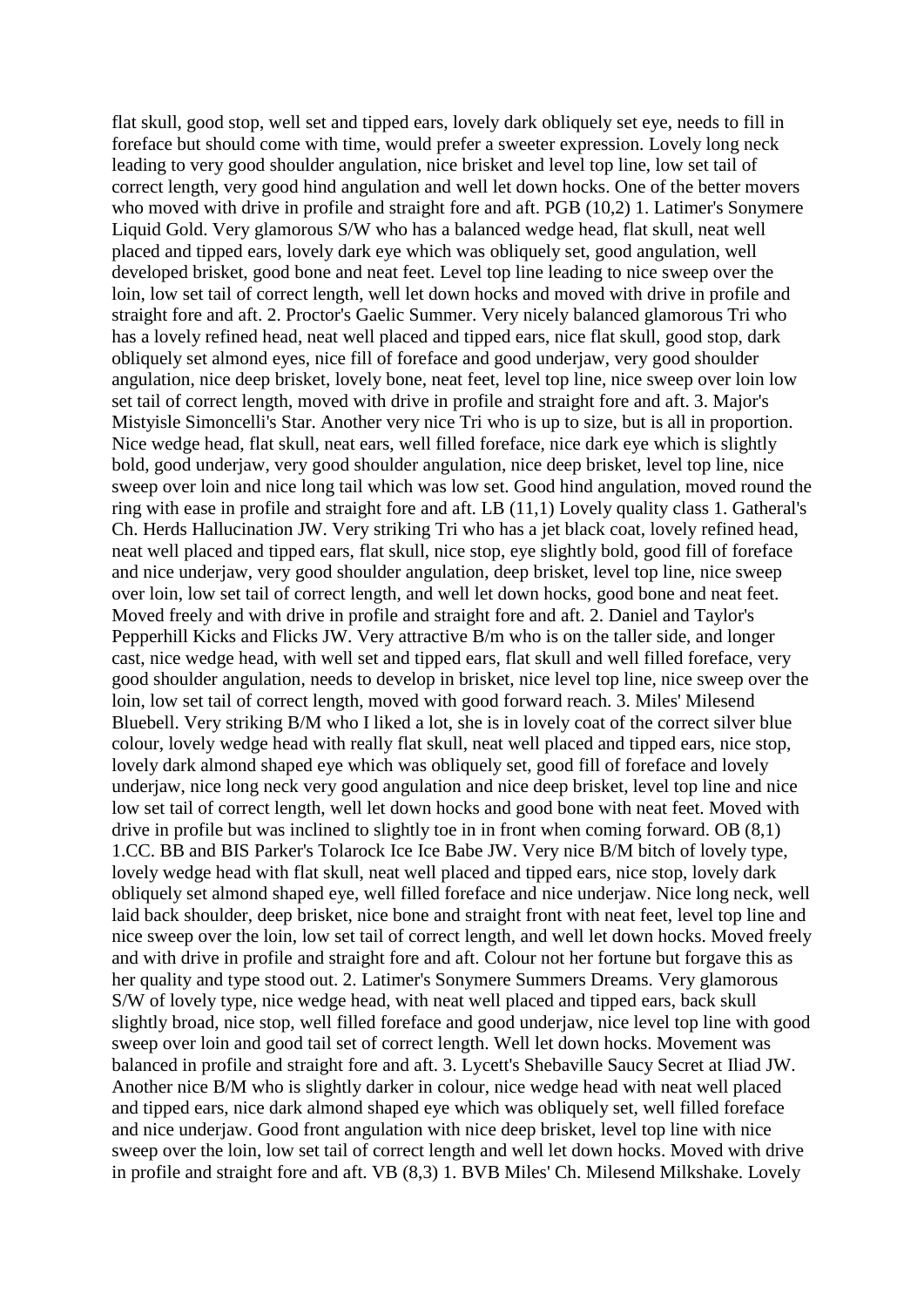flat skull, good stop, well set and tipped ears, lovely dark obliquely set eye, needs to fill in foreface but should come with time, would prefer a sweeter expression. Lovely long neck leading to very good shoulder angulation, nice brisket and level top line, low set tail of correct length, very good hind angulation and well let down hocks. One of the better movers who moved with drive in profile and straight fore and aft. PGB (10,2) 1. Latimer's Sonymere Liquid Gold. Very glamorous S/W who has a balanced wedge head, flat skull, neat well placed and tipped ears, lovely dark eye which was obliquely set, good angulation, well developed brisket, good bone and neat feet. Level top line leading to nice sweep over the loin, low set tail of correct length, well let down hocks and moved with drive in profile and straight fore and aft. 2. Proctor's Gaelic Summer. Very nicely balanced glamorous Tri who has a lovely refined head, neat well placed and tipped ears, nice flat skull, good stop, dark obliquely set almond eyes, nice fill of foreface and good underjaw, very good shoulder angulation, nice deep brisket, lovely bone, neat feet, level top line, nice sweep over loin low set tail of correct length, moved with drive in profile and straight fore and aft. 3. Major's Mistyisle Simoncelli's Star. Another very nice Tri who is up to size, but is all in proportion. Nice wedge head, flat skull, neat ears, well filled foreface, nice dark eye which is slightly bold, good underjaw, very good shoulder angulation, nice deep brisket, level top line, nice sweep over loin and nice long tail which was low set. Good hind angulation, moved round the ring with ease in profile and straight fore and aft. LB (11,1) Lovely quality class 1. Gatheral's Ch. Herds Hallucination JW. Very striking Tri who has a jet black coat, lovely refined head, neat well placed and tipped ears, flat skull, nice stop, eye slightly bold, good fill of foreface and nice underjaw, very good shoulder angulation, deep brisket, level top line, nice sweep over loin, low set tail of correct length, and well let down hocks, good bone and neat feet. Moved freely and with drive in profile and straight fore and aft. 2. Daniel and Taylor's Pepperhill Kicks and Flicks JW. Very attractive B/m who is on the taller side, and longer cast, nice wedge head, with well set and tipped ears, flat skull and well filled foreface, very good shoulder angulation, needs to develop in brisket, nice level top line, nice sweep over the loin, low set tail of correct length, moved with good forward reach. 3. Miles' Milesend Bluebell. Very striking B/M who I liked a lot, she is in lovely coat of the correct silver blue colour, lovely wedge head with really flat skull, neat well placed and tipped ears, nice stop, lovely dark almond shaped eye which was obliquely set, good fill of foreface and lovely underjaw, nice long neck very good angulation and nice deep brisket, level top line and nice low set tail of correct length, well let down hocks and good bone with neat feet. Moved with drive in profile but was inclined to slightly toe in in front when coming forward. OB (8,1) 1.CC. BB and BIS Parker's Tolarock Ice Ice Babe JW. Very nice B/M bitch of lovely type, lovely wedge head with flat skull, neat well placed and tipped ears, nice stop, lovely dark obliquely set almond shaped eye, well filled foreface and nice underjaw. Nice long neck, well laid back shoulder, deep brisket, nice bone and straight front with neat feet, level top line and nice sweep over the loin, low set tail of correct length, and well let down hocks. Moved freely and with drive in profile and straight fore and aft. Colour not her fortune but forgave this as her quality and type stood out. 2. Latimer's Sonymere Summers Dreams. Very glamorous S/W of lovely type, nice wedge head, with neat well placed and tipped ears, back skull slightly broad, nice stop, well filled foreface and good underjaw, nice level top line with good sweep over loin and good tail set of correct length. Well let down hocks. Movement was balanced in profile and straight fore and aft. 3. Lycett's Shebaville Saucy Secret at Iliad JW. Another nice B/M who is slightly darker in colour, nice wedge head with neat well placed and tipped ears, nice dark almond shaped eye which was obliquely set, well filled foreface and nice underjaw. Good front angulation with nice deep brisket, level top line with nice sweep over the loin, low set tail of correct length and well let down hocks. Moved with drive in profile and straight fore and aft. VB (8,3) 1. BVB Miles' Ch. Milesend Milkshake. Lovely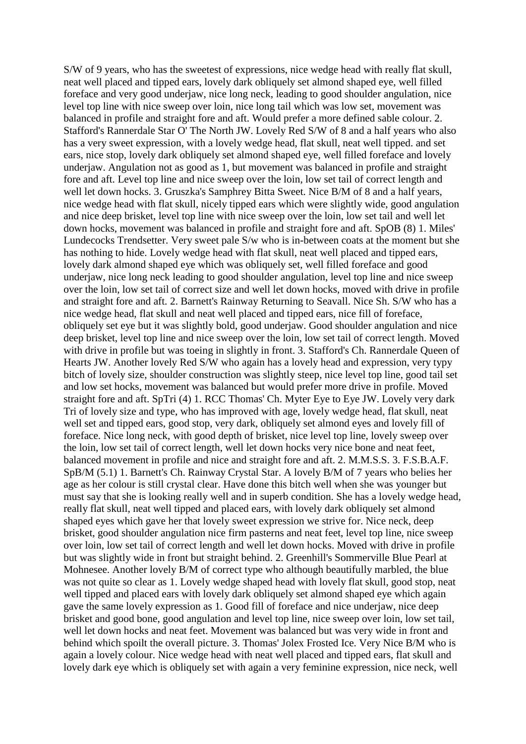S/W of 9 years, who has the sweetest of expressions, nice wedge head with really flat skull, neat well placed and tipped ears, lovely dark obliquely set almond shaped eye, well filled foreface and very good underjaw, nice long neck, leading to good shoulder angulation, nice level top line with nice sweep over loin, nice long tail which was low set, movement was balanced in profile and straight fore and aft. Would prefer a more defined sable colour. 2. Stafford's Rannerdale Star O' The North JW. Lovely Red S/W of 8 and a half years who also has a very sweet expression, with a lovely wedge head, flat skull, neat well tipped. and set ears, nice stop, lovely dark obliquely set almond shaped eye, well filled foreface and lovely underjaw. Angulation not as good as 1, but movement was balanced in profile and straight fore and aft. Level top line and nice sweep over the loin, low set tail of correct length and well let down hocks. 3. Gruszka's Samphrey Bitta Sweet. Nice B/M of 8 and a half years, nice wedge head with flat skull, nicely tipped ears which were slightly wide, good angulation and nice deep brisket, level top line with nice sweep over the loin, low set tail and well let down hocks, movement was balanced in profile and straight fore and aft. SpOB (8) 1. Miles' Lundecocks Trendsetter. Very sweet pale S/w who is in-between coats at the moment but she has nothing to hide. Lovely wedge head with flat skull, neat well placed and tipped ears, lovely dark almond shaped eye which was obliquely set, well filled foreface and good underjaw, nice long neck leading to good shoulder angulation, level top line and nice sweep over the loin, low set tail of correct size and well let down hocks, moved with drive in profile and straight fore and aft. 2. Barnett's Rainway Returning to Seavall. Nice Sh. S/W who has a nice wedge head, flat skull and neat well placed and tipped ears, nice fill of foreface, obliquely set eye but it was slightly bold, good underjaw. Good shoulder angulation and nice deep brisket, level top line and nice sweep over the loin, low set tail of correct length. Moved with drive in profile but was toeing in slightly in front. 3. Stafford's Ch. Rannerdale Queen of Hearts JW. Another lovely Red S/W who again has a lovely head and expression, very typy bitch of lovely size, shoulder construction was slightly steep, nice level top line, good tail set and low set hocks, movement was balanced but would prefer more drive in profile. Moved straight fore and aft. SpTri (4) 1. RCC Thomas' Ch. Myter Eye to Eye JW. Lovely very dark Tri of lovely size and type, who has improved with age, lovely wedge head, flat skull, neat well set and tipped ears, good stop, very dark, obliquely set almond eyes and lovely fill of foreface. Nice long neck, with good depth of brisket, nice level top line, lovely sweep over the loin, low set tail of correct length, well let down hocks very nice bone and neat feet, balanced movement in profile and nice and straight fore and aft. 2. M.M.S.S. 3. F.S.B.A.F. SpB/M (5.1) 1. Barnett's Ch. Rainway Crystal Star. A lovely B/M of 7 years who belies her age as her colour is still crystal clear. Have done this bitch well when she was younger but must say that she is looking really well and in superb condition. She has a lovely wedge head, really flat skull, neat well tipped and placed ears, with lovely dark obliquely set almond shaped eyes which gave her that lovely sweet expression we strive for. Nice neck, deep brisket, good shoulder angulation nice firm pasterns and neat feet, level top line, nice sweep over loin, low set tail of correct length and well let down hocks. Moved with drive in profile but was slightly wide in front but straight behind. 2. Greenhill's Sommerville Blue Pearl at Mohnesee. Another lovely B/M of correct type who although beautifully marbled, the blue was not quite so clear as 1. Lovely wedge shaped head with lovely flat skull, good stop, neat well tipped and placed ears with lovely dark obliquely set almond shaped eye which again gave the same lovely expression as 1. Good fill of foreface and nice underjaw, nice deep brisket and good bone, good angulation and level top line, nice sweep over loin, low set tail, well let down hocks and neat feet. Movement was balanced but was very wide in front and behind which spoilt the overall picture. 3. Thomas' Jolex Frosted Ice. Very Nice B/M who is again a lovely colour. Nice wedge head with neat well placed and tipped ears, flat skull and lovely dark eye which is obliquely set with again a very feminine expression, nice neck, well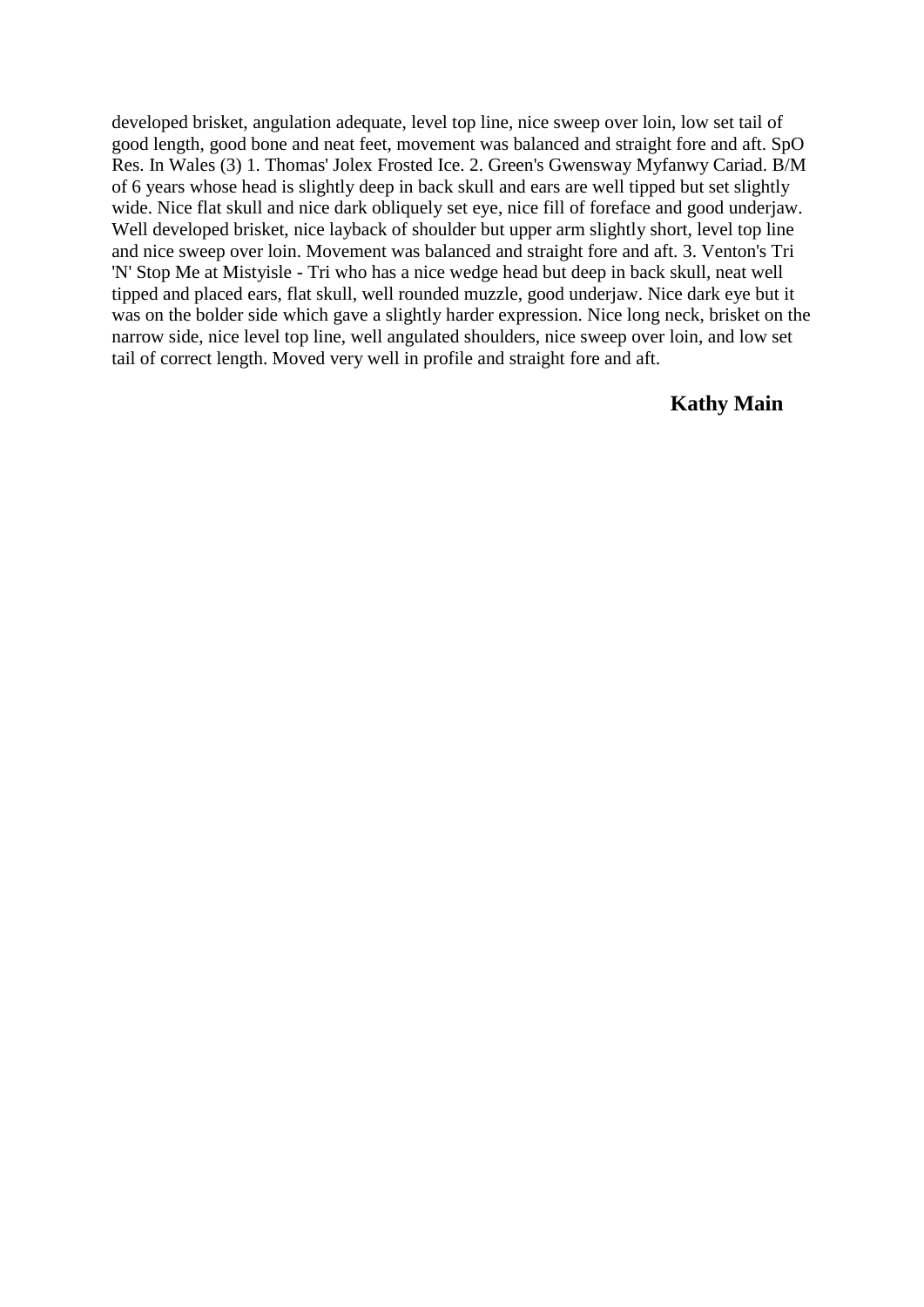developed brisket, angulation adequate, level top line, nice sweep over loin, low set tail of good length, good bone and neat feet, movement was balanced and straight fore and aft. SpO Res. In Wales (3) 1. Thomas' Jolex Frosted Ice. 2. Green's Gwensway Myfanwy Cariad. B/M of 6 years whose head is slightly deep in back skull and ears are well tipped but set slightly wide. Nice flat skull and nice dark obliquely set eye, nice fill of foreface and good underjaw. Well developed brisket, nice layback of shoulder but upper arm slightly short, level top line and nice sweep over loin. Movement was balanced and straight fore and aft. 3. Venton's Tri 'N' Stop Me at Mistyisle - Tri who has a nice wedge head but deep in back skull, neat well tipped and placed ears, flat skull, well rounded muzzle, good underjaw. Nice dark eye but it was on the bolder side which gave a slightly harder expression. Nice long neck, brisket on the narrow side, nice level top line, well angulated shoulders, nice sweep over loin, and low set tail of correct length. Moved very well in profile and straight fore and aft.

**Kathy Main**